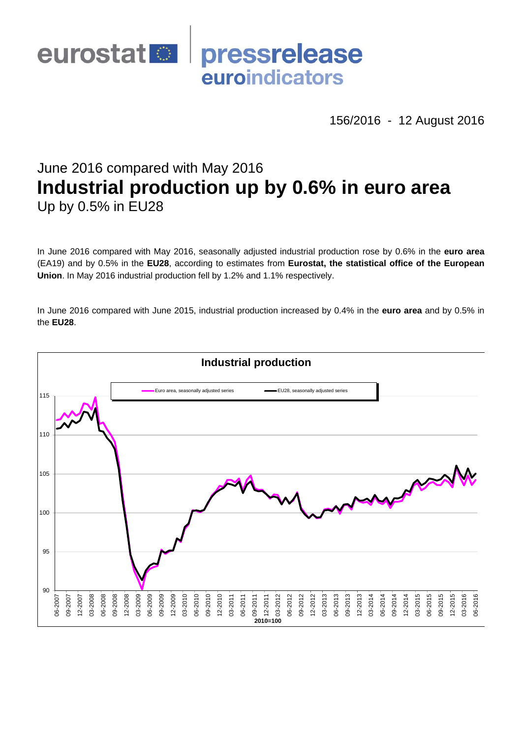eurostat pressrelease euroindicators

156/2016 - 12 August 2016

June 2016 compared with May 2016

# Industrial production up by 0.6% in euro area

## Up by 0.5% in EU28

In June 2016 compared with May 2016, seasonally adjusted industrial production rose by 0.6% in the **euro area** (EA19) and by 0.5% in the **EU28**, according to estimates from **Eurostat, the statistical office of the European Union**. In May 2016 industrial production fell by 1.2% and 1.1% respectively.

In June 2016 compared with June 2015, industrial production increased by 0.4% in the **euro area** and by 0.5% in the **EU28**.

**Industrial production**

Euro area, seasonally adjusted series — EU28, seasonally adjusted series

2010=100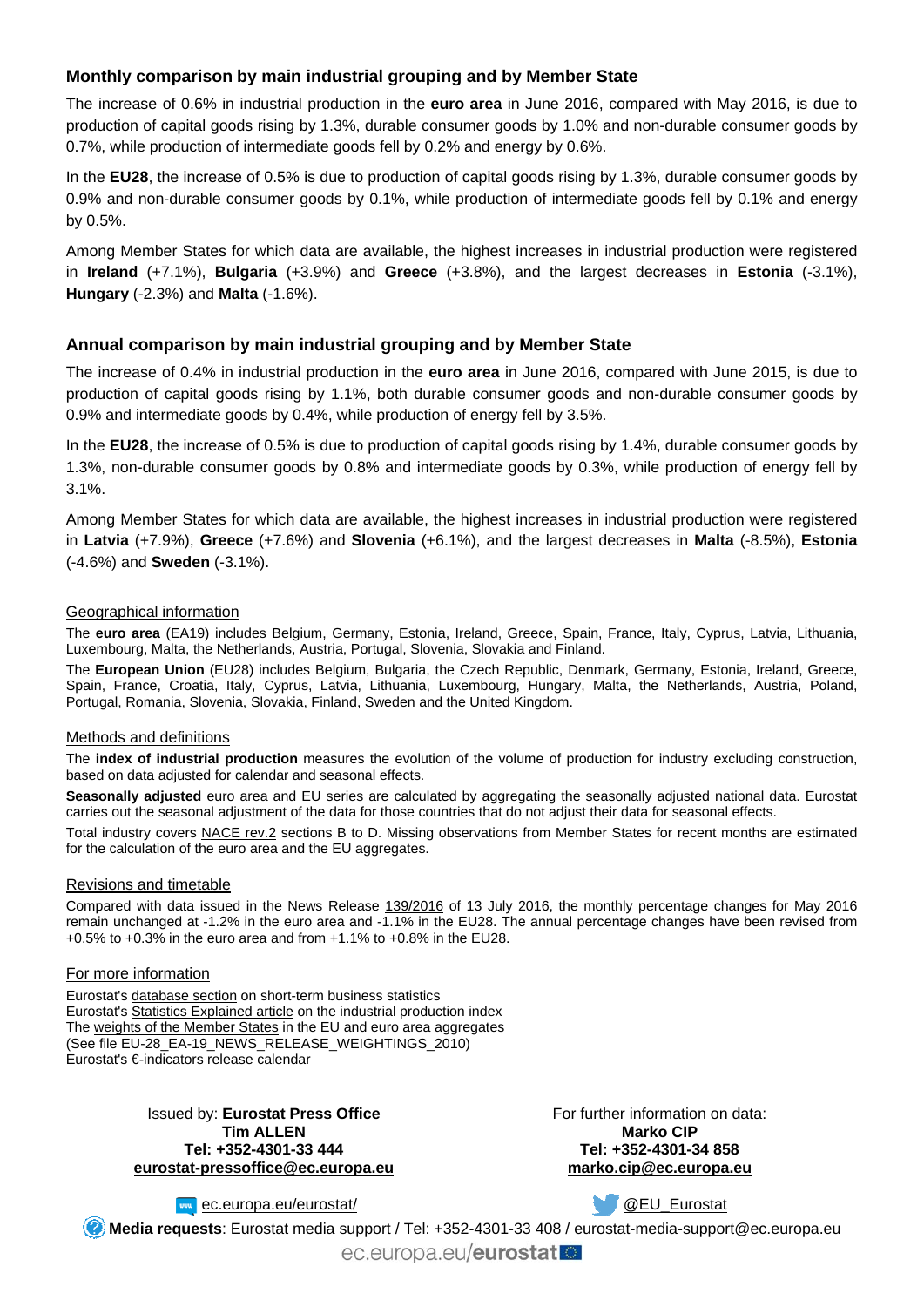## Monthly comparison by main industrial grouping and by Member State

The increase of 0.6% in industrial production in the **euro area** in June 2016, compared with May 2016, is due to production of capital goods rising by 1.3%, durable consumer goods by 1.0% and non-durable consumer goods by 0.7%, while production of intermediate goods fell by 0.2% and energy by 0.6%.

In the **EU28**, the increase of 0.5% is due to production of capital goods rising by 1.3%, durable consumer goods by 0.9% and non-durable consumer goods by 0.1%, while production of intermediate goods fell by 0.1% and energy by 0.5%.

Among Member States for which data are available, the highest increases in industrial production were registered in **Ireland** (+7.1%), **Bulgaria** (+3.9%) and **Greece** (+3.8%), and the largest decreases in **Estonia** (-3.1%), **Hungary** (-2.3%) and **Malta** (-1.6%).

## Annual comparison by main industrial grouping and by Member State

The increase of 0.4% in industrial production in the **euro area** in June 2016, compared with June 2015, is due to production of capital goods rising by 1.1%, both durable consumer goods and non-durable consumer goods by 0.9% and intermediate goods by 0.4%, while production of energy fell by 3.5%.

In the **EU28**, the increase of 0.5% is due to production of capital goods rising by 1.4%, durable consumer goods by 1.3%, non-durable consumer goods by 0.8% and intermediate goods by 0.3%, while production of energy fell by 3.1%.

Among Member States for which data are available, the highest increases in industrial production were registered in **Latvia** (+7.9%), **Greece** (+7.6%) and **Slovenia** (+6.1%), and the largest decreases in **Malta** (-8.5%), **Estonia** (-4.6%) and **Sweden** (-3.1%).

### Geographical information

The **euro area** (EA19) includes Belgium, Germany, Estonia, Ireland, Greece, Spain, France, Italy, Cyprus, Latvia, Lithuania, Luxembourg, Malta, the Netherlands, Austria, Portugal, Slovenia, Slovakia and Finland.

The **European Union** (EU28) includes Belgium, Bulgaria, the Czech Republic, Denmark, Germany, Estonia, Ireland, Greece, Spain, France, Croatia, Italy, Cyprus, Latvia, Lithuania, Luxembourg, Hungary, Malta, the Netherlands, Austria, Poland, Portugal, Romania, Slovenia, Slovakia, Finland, Sweden and the United Kingdom.

### Methods and definitions

The **index of industrial production** measures the evolution of the volume of production for industry excluding construction, based on data adjusted for calendar and seasonal effects.

**Seasonally adjusted** euro area and EU series are calculated by aggregating the seasonally adjusted national data. Eurostat carries out the seasonal adjustment of the data for those countries that do not adjust their data for seasonal effects.

Total industry covers NACE rev.2 sections B to D. Missing observations from Member States for recent months are estimated for the calculation of the euro area and the EU aggregates.

### Revisions and timetable

Compared with data issued in the News Release 139/2016 of 13 July 2016, the monthly percentage changes for May 2016 remain unchanged at -1.2% in the euro area and -1.1% in the EU28. The annual percentage changes have been revised from +0.5% to +0.3% in the euro area and from +1.1% to +0.8% in the EU28.

### For more information

Eurostat's database section on short-term business statistics
Eurostat's Statistics Explained article on the industrial production index
The weights of the Member States in the EU and euro area aggregates
(See file EU-28_EA-19_NEWS_RELEASE_WEIGHTINGS_2010)
Eurostat's €-indicators release calendar

Issued by: **Eurostat Press Office**
**Tim ALLEN**
**Tel: +352-4301-33 444**
**eurostat-pressoffice@ec.europa.eu**

For further information on data:
**Marko CIP**
**Tel: +352-4301-34 858**
**marko.cip@ec.europa.eu**

ec.europa.eu/eurostat/

@EU_Eurostat

**Media requests**: Eurostat media support / Tel: +352-4301-33 408 / eurostat-media-support@ec.europa.eu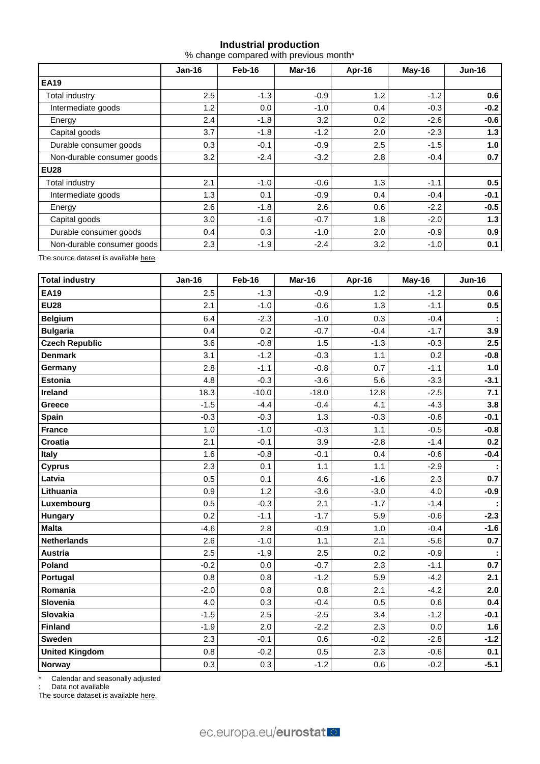## Industrial production

% change compared with previous month*

| | Jan-16 | Feb-16 | Mar-16 | Apr-16 | May-16 | Jun-16 |
|---|---|---|---|---|---|---|
| **EA19** | | | | | | |
| Total industry | 2.5 | -1.3 | -0.9 | 1.2 | -1.2 | **0.6** |
| Intermediate goods | 1.2 | 0.0 | -1.0 | 0.4 | -0.3 | **-0.2** |
| Energy | 2.4 | -1.8 | 3.2 | 0.2 | -2.6 | **-0.6** |
| Capital goods | 3.7 | -1.8 | -1.2 | 2.0 | -2.3 | **1.3** |
| Durable consumer goods | 0.3 | -0.1 | -0.9 | 2.5 | -1.5 | **1.0** |
| Non-durable consumer goods | 3.2 | -2.4 | -3.2 | 2.8 | -0.4 | **0.7** |
| **EU28** | | | | | | |
| Total industry | 2.1 | -1.0 | -0.6 | 1.3 | -1.1 | **0.5** |
| Intermediate goods | 1.3 | 0.1 | -0.9 | 0.4 | -0.4 | **-0.1** |
| Energy | 2.6 | -1.8 | 2.6 | 0.6 | -2.2 | **-0.5** |
| Capital goods | 3.0 | -1.6 | -0.7 | 1.8 | -2.0 | **1.3** |
| Durable consumer goods | 0.4 | 0.3 | -1.0 | 2.0 | -0.9 | **0.9** |
| Non-durable consumer goods | 2.3 | -1.9 | -2.4 | 3.2 | -1.0 | **0.1** |

The source dataset is available here.

| **Total industry** | Jan-16 | Feb-16 | Mar-16 | Apr-16 | May-16 | Jun-16 |
|---|---|---|---|---|---|---|
| **EA19** | 2.5 | -1.3 | -0.9 | 1.2 | -1.2 | **0.6** |
| **EU28** | 2.1 | -1.0 | -0.6 | 1.3 | -1.1 | **0.5** |
| **Belgium** | 6.4 | -2.3 | -1.0 | 0.3 | -0.4 | **:** |
| **Bulgaria** | 0.4 | 0.2 | -0.7 | -0.4 | -1.7 | **3.9** |
| **Czech Republic** | 3.6 | -0.8 | 1.5 | -1.3 | -0.3 | **2.5** |
| **Denmark** | 3.1 | -1.2 | -0.3 | 1.1 | 0.2 | **-0.8** |
| **Germany** | 2.8 | -1.1 | -0.8 | 0.7 | -1.1 | **1.0** |
| **Estonia** | 4.8 | -0.3 | -3.6 | 5.6 | -3.3 | **-3.1** |
| **Ireland** | 18.3 | -10.0 | -18.0 | 12.8 | -2.5 | **7.1** |
| **Greece** | -1.5 | -4.4 | -0.4 | 4.1 | -4.3 | **3.8** |
| **Spain** | -0.3 | -0.3 | 1.3 | -0.3 | -0.6 | **-0.1** |
| **France** | 1.0 | -1.0 | -0.3 | 1.1 | -0.5 | **-0.8** |
| **Croatia** | 2.1 | -0.1 | 3.9 | -2.8 | -1.4 | **0.2** |
| **Italy** | 1.6 | -0.8 | -0.1 | 0.4 | -0.6 | **-0.4** |
| **Cyprus** | 2.3 | 0.1 | 1.1 | 1.1 | -2.9 | **:** |
| **Latvia** | 0.5 | 0.1 | 4.6 | -1.6 | 2.3 | **0.7** |
| **Lithuania** | 0.9 | 1.2 | -3.6 | -3.0 | 4.0 | **-0.9** |
| **Luxembourg** | 0.5 | -0.3 | 2.1 | -1.7 | -1.4 | **:** |
| **Hungary** | 0.2 | -1.1 | -1.7 | 5.9 | -0.6 | **-2.3** |
| **Malta** | -4.6 | 2.8 | -0.9 | 1.0 | -0.4 | **-1.6** |
| **Netherlands** | 2.6 | -1.0 | 1.1 | 2.1 | -5.6 | **0.7** |
| **Austria** | 2.5 | -1.9 | 2.5 | 0.2 | -0.9 | **:** |
| **Poland** | -0.2 | 0.0 | -0.7 | 2.3 | -1.1 | **0.7** |
| **Portugal** | 0.8 | 0.8 | -1.2 | 5.9 | -4.2 | **2.1** |
| **Romania** | -2.0 | 0.8 | 0.8 | 2.1 | -4.2 | **2.0** |
| **Slovenia** | 4.0 | 0.3 | -0.4 | 0.5 | 0.6 | **0.4** |
| **Slovakia** | -1.5 | 2.5 | -2.5 | 3.4 | -1.2 | **-0.1** |
| **Finland** | -1.9 | 2.0 | -2.2 | 2.3 | 0.0 | **1.6** |
| **Sweden** | 2.3 | -0.1 | 0.6 | -0.2 | -2.8 | **-1.2** |
| **United Kingdom** | 0.8 | -0.2 | 0.5 | 2.3 | -0.6 | **0.1** |
| **Norway** | 0.3 | 0.3 | -1.2 | 0.6 | -0.2 | **-5.1** |

\* Calendar and seasonally adjusted

: Data not available

The source dataset is available here.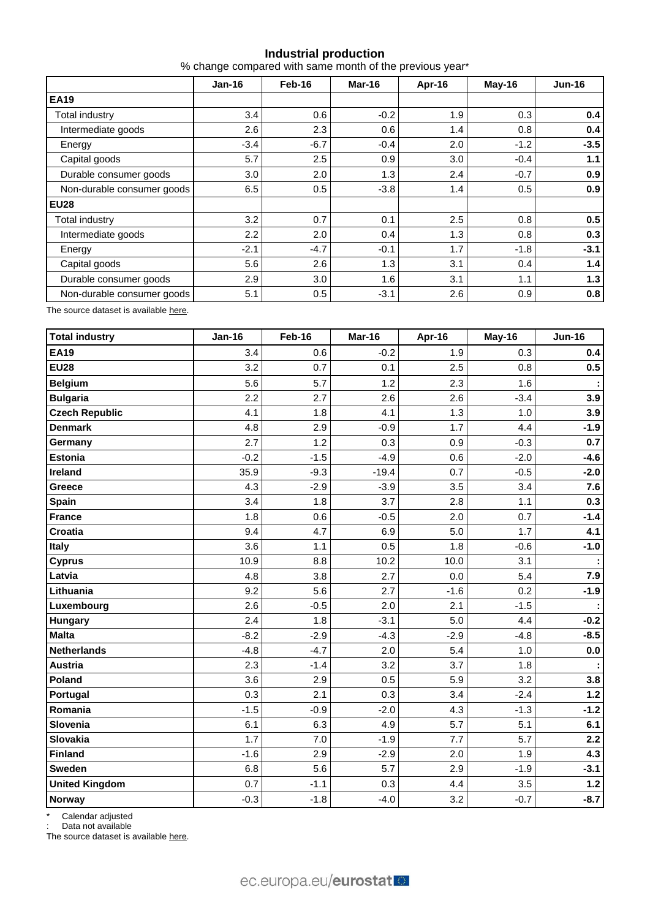## Industrial production

% change compared with same month of the previous year*

| | Jan-16 | Feb-16 | Mar-16 | Apr-16 | May-16 | Jun-16 |
|---|---|---|---|---|---|---|
| **EA19** | | | | | | |
| Total industry | 3.4 | 0.6 | -0.2 | 1.9 | 0.3 | **0.4** |
| Intermediate goods | 2.6 | 2.3 | 0.6 | 1.4 | 0.8 | **0.4** |
| Energy | -3.4 | -6.7 | -0.4 | 2.0 | -1.2 | **-3.5** |
| Capital goods | 5.7 | 2.5 | 0.9 | 3.0 | -0.4 | **1.1** |
| Durable consumer goods | 3.0 | 2.0 | 1.3 | 2.4 | -0.7 | **0.9** |
| Non-durable consumer goods | 6.5 | 0.5 | -3.8 | 1.4 | 0.5 | **0.9** |
| **EU28** | | | | | | |
| Total industry | 3.2 | 0.7 | 0.1 | 2.5 | 0.8 | **0.5** |
| Intermediate goods | 2.2 | 2.0 | 0.4 | 1.3 | 0.8 | **0.3** |
| Energy | -2.1 | -4.7 | -0.1 | 1.7 | -1.8 | **-3.1** |
| Capital goods | 5.6 | 2.6 | 1.3 | 3.1 | 0.4 | **1.4** |
| Durable consumer goods | 2.9 | 3.0 | 1.6 | 3.1 | 1.1 | **1.3** |
| Non-durable consumer goods | 5.1 | 0.5 | -3.1 | 2.6 | 0.9 | **0.8** |

The source dataset is available here.

| **Total industry** | Jan-16 | Feb-16 | Mar-16 | Apr-16 | May-16 | Jun-16 |
|---|---|---|---|---|---|---|
| **EA19** | 3.4 | 0.6 | -0.2 | 1.9 | 0.3 | **0.4** |
| **EU28** | 3.2 | 0.7 | 0.1 | 2.5 | 0.8 | **0.5** |
| **Belgium** | 5.6 | 5.7 | 1.2 | 2.3 | 1.6 | **:** |
| **Bulgaria** | 2.2 | 2.7 | 2.6 | 2.6 | -3.4 | **3.9** |
| **Czech Republic** | 4.1 | 1.8 | 4.1 | 1.3 | 1.0 | **3.9** |
| **Denmark** | 4.8 | 2.9 | -0.9 | 1.7 | 4.4 | **-1.9** |
| **Germany** | 2.7 | 1.2 | 0.3 | 0.9 | -0.3 | **0.7** |
| **Estonia** | -0.2 | -1.5 | -4.9 | 0.6 | -2.0 | **-4.6** |
| **Ireland** | 35.9 | -9.3 | -19.4 | 0.7 | -0.5 | **-2.0** |
| **Greece** | 4.3 | -2.9 | -3.9 | 3.5 | 3.4 | **7.6** |
| **Spain** | 3.4 | 1.8 | 3.7 | 2.8 | 1.1 | **0.3** |
| **France** | 1.8 | 0.6 | -0.5 | 2.0 | 0.7 | **-1.4** |
| **Croatia** | 9.4 | 4.7 | 6.9 | 5.0 | 1.7 | **4.1** |
| **Italy** | 3.6 | 1.1 | 0.5 | 1.8 | -0.6 | **-1.0** |
| **Cyprus** | 10.9 | 8.8 | 10.2 | 10.0 | 3.1 | **:** |
| **Latvia** | 4.8 | 3.8 | 2.7 | 0.0 | 5.4 | **7.9** |
| **Lithuania** | 9.2 | 5.6 | 2.7 | -1.6 | 0.2 | **-1.9** |
| **Luxembourg** | 2.6 | -0.5 | 2.0 | 2.1 | -1.5 | **:** |
| **Hungary** | 2.4 | 1.8 | -3.1 | 5.0 | 4.4 | **-0.2** |
| **Malta** | -8.2 | -2.9 | -4.3 | -2.9 | -4.8 | **-8.5** |
| **Netherlands** | -4.8 | -4.7 | 2.0 | 5.4 | 1.0 | **0.0** |
| **Austria** | 2.3 | -1.4 | 3.2 | 3.7 | 1.8 | **:** |
| **Poland** | 3.6 | 2.9 | 0.5 | 5.9 | 3.2 | **3.8** |
| **Portugal** | 0.3 | 2.1 | 0.3 | 3.4 | -2.4 | **1.2** |
| **Romania** | -1.5 | -0.9 | -2.0 | 4.3 | -1.3 | **-1.2** |
| **Slovenia** | 6.1 | 6.3 | 4.9 | 5.7 | 5.1 | **6.1** |
| **Slovakia** | 1.7 | 7.0 | -1.9 | 7.7 | 5.7 | **2.2** |
| **Finland** | -1.6 | 2.9 | -2.9 | 2.0 | 1.9 | **4.3** |
| **Sweden** | 6.8 | 5.6 | 5.7 | 2.9 | -1.9 | **-3.1** |
| **United Kingdom** | 0.7 | -1.1 | 0.3 | 4.4 | 3.5 | **1.2** |
| **Norway** | -0.3 | -1.8 | -4.0 | 3.2 | -0.7 | **-8.7** |

\* Calendar adjusted

: Data not available

The source dataset is available here.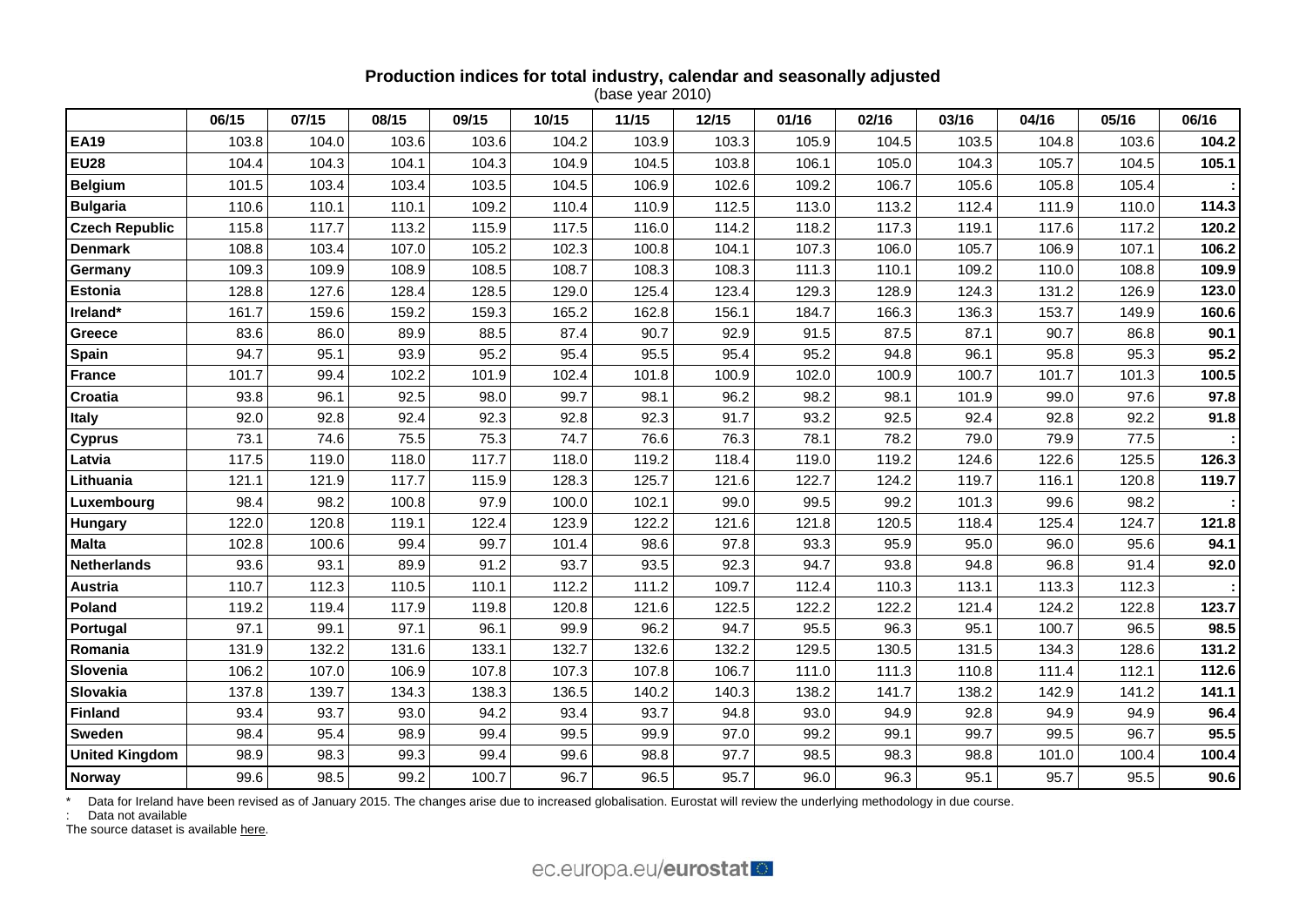## Production indices for total industry, calendar and seasonally adjusted

(base year 2010)

| | 06/15 | 07/15 | 08/15 | 09/15 | 10/15 | 11/15 | 12/15 | 01/16 | 02/16 | 03/16 | 04/16 | 05/16 | 06/16 |
|---|---|---|---|---|---|---|---|---|---|---|---|---|---|
| **EA19** | 103.8 | 104.0 | 103.6 | 103.6 | 104.2 | 103.9 | 103.3 | 105.9 | 104.5 | 103.5 | 104.8 | 103.6 | **104.2** |
| **EU28** | 104.4 | 104.3 | 104.1 | 104.3 | 104.9 | 104.5 | 103.8 | 106.1 | 105.0 | 104.3 | 105.7 | 104.5 | **105.1** |
| **Belgium** | 101.5 | 103.4 | 103.4 | 103.5 | 104.5 | 106.9 | 102.6 | 109.2 | 106.7 | 105.6 | 105.8 | 105.4 | **:** |
| **Bulgaria** | 110.6 | 110.1 | 110.1 | 109.2 | 110.4 | 110.9 | 112.5 | 113.0 | 113.2 | 112.4 | 111.9 | 110.0 | **114.3** |
| **Czech Republic** | 115.8 | 117.7 | 113.2 | 115.9 | 117.5 | 116.0 | 114.2 | 118.2 | 117.3 | 119.1 | 117.6 | 117.2 | **120.2** |
| **Denmark** | 108.8 | 103.4 | 107.0 | 105.2 | 102.3 | 100.8 | 104.1 | 107.3 | 106.0 | 105.7 | 106.9 | 107.1 | **106.2** |
| **Germany** | 109.3 | 109.9 | 108.9 | 108.5 | 108.7 | 108.3 | 108.3 | 111.3 | 110.1 | 109.2 | 110.0 | 108.8 | **109.9** |
| **Estonia** | 128.8 | 127.6 | 128.4 | 128.5 | 129.0 | 125.4 | 123.4 | 129.3 | 128.9 | 124.3 | 131.2 | 126.9 | **123.0** |
| **Ireland*** | 161.7 | 159.6 | 159.2 | 159.3 | 165.2 | 162.8 | 156.1 | 184.7 | 166.3 | 136.3 | 153.7 | 149.9 | **160.6** |
| **Greece** | 83.6 | 86.0 | 89.9 | 88.5 | 87.4 | 90.7 | 92.9 | 91.5 | 87.5 | 87.1 | 90.7 | 86.8 | **90.1** |
| **Spain** | 94.7 | 95.1 | 93.9 | 95.2 | 95.4 | 95.5 | 95.4 | 95.2 | 94.8 | 96.1 | 95.8 | 95.3 | **95.2** |
| **France** | 101.7 | 99.4 | 102.2 | 101.9 | 102.4 | 101.8 | 100.9 | 102.0 | 100.9 | 100.7 | 101.7 | 101.3 | **100.5** |
| **Croatia** | 93.8 | 96.1 | 92.5 | 98.0 | 99.7 | 98.1 | 96.2 | 98.2 | 98.1 | 101.9 | 99.0 | 97.6 | **97.8** |
| **Italy** | 92.0 | 92.8 | 92.4 | 92.3 | 92.8 | 92.3 | 91.7 | 93.2 | 92.5 | 92.4 | 92.8 | 92.2 | **91.8** |
| **Cyprus** | 73.1 | 74.6 | 75.5 | 75.3 | 74.7 | 76.6 | 76.3 | 78.1 | 78.2 | 79.0 | 79.9 | 77.5 | **:** |
| **Latvia** | 117.5 | 119.0 | 118.0 | 117.7 | 118.0 | 119.2 | 118.4 | 119.0 | 119.2 | 124.6 | 122.6 | 125.5 | **126.3** |
| **Lithuania** | 121.1 | 121.9 | 117.7 | 115.9 | 128.3 | 125.7 | 121.6 | 122.7 | 124.2 | 119.7 | 116.1 | 120.8 | **119.7** |
| **Luxembourg** | 98.4 | 98.2 | 100.8 | 97.9 | 100.0 | 102.1 | 99.0 | 99.5 | 99.2 | 101.3 | 99.6 | 98.2 | **:** |
| **Hungary** | 122.0 | 120.8 | 119.1 | 122.4 | 123.9 | 122.2 | 121.6 | 121.8 | 120.5 | 118.4 | 125.4 | 124.7 | **121.8** |
| **Malta** | 102.8 | 100.6 | 99.4 | 99.7 | 101.4 | 98.6 | 97.8 | 93.3 | 95.9 | 95.0 | 96.0 | 95.6 | **94.1** |
| **Netherlands** | 93.6 | 93.1 | 89.9 | 91.2 | 93.7 | 93.5 | 92.3 | 94.7 | 93.8 | 94.8 | 96.8 | 91.4 | **92.0** |
| **Austria** | 110.7 | 112.3 | 110.5 | 110.1 | 112.2 | 111.2 | 109.7 | 112.4 | 110.3 | 113.1 | 113.3 | 112.3 | **:** |
| **Poland** | 119.2 | 119.4 | 117.9 | 119.8 | 120.8 | 121.6 | 122.5 | 122.2 | 122.2 | 121.4 | 124.2 | 122.8 | **123.7** |
| **Portugal** | 97.1 | 99.1 | 97.1 | 96.1 | 99.9 | 96.2 | 94.7 | 95.5 | 96.3 | 95.1 | 100.7 | 96.5 | **98.5** |
| **Romania** | 131.9 | 132.2 | 131.6 | 133.1 | 132.7 | 132.6 | 132.2 | 129.5 | 130.5 | 131.5 | 134.3 | 128.6 | **131.2** |
| **Slovenia** | 106.2 | 107.0 | 106.9 | 107.8 | 107.3 | 107.8 | 106.7 | 111.0 | 111.3 | 110.8 | 111.4 | 112.1 | **112.6** |
| **Slovakia** | 137.8 | 139.7 | 134.3 | 138.3 | 136.5 | 140.2 | 140.3 | 138.2 | 141.7 | 138.2 | 142.9 | 141.2 | **141.1** |
| **Finland** | 93.4 | 93.7 | 93.0 | 94.2 | 93.4 | 93.7 | 94.8 | 93.0 | 94.9 | 92.8 | 94.9 | 94.9 | **96.4** |
| **Sweden** | 98.4 | 95.4 | 98.9 | 99.4 | 99.5 | 99.9 | 97.0 | 99.2 | 99.1 | 99.7 | 99.5 | 96.7 | **95.5** |
| **United Kingdom** | 98.9 | 98.3 | 99.3 | 99.4 | 99.6 | 98.8 | 97.7 | 98.5 | 98.3 | 98.8 | 101.0 | 100.4 | **100.4** |
| **Norway** | 99.6 | 98.5 | 99.2 | 100.7 | 96.7 | 96.5 | 95.7 | 96.0 | 96.3 | 95.1 | 95.7 | 95.5 | **90.6** |

\* Data for Ireland have been revised as of January 2015. The changes arise due to increased globalisation. Eurostat will review the underlying methodology in due course.

: Data not available

The source dataset is available here.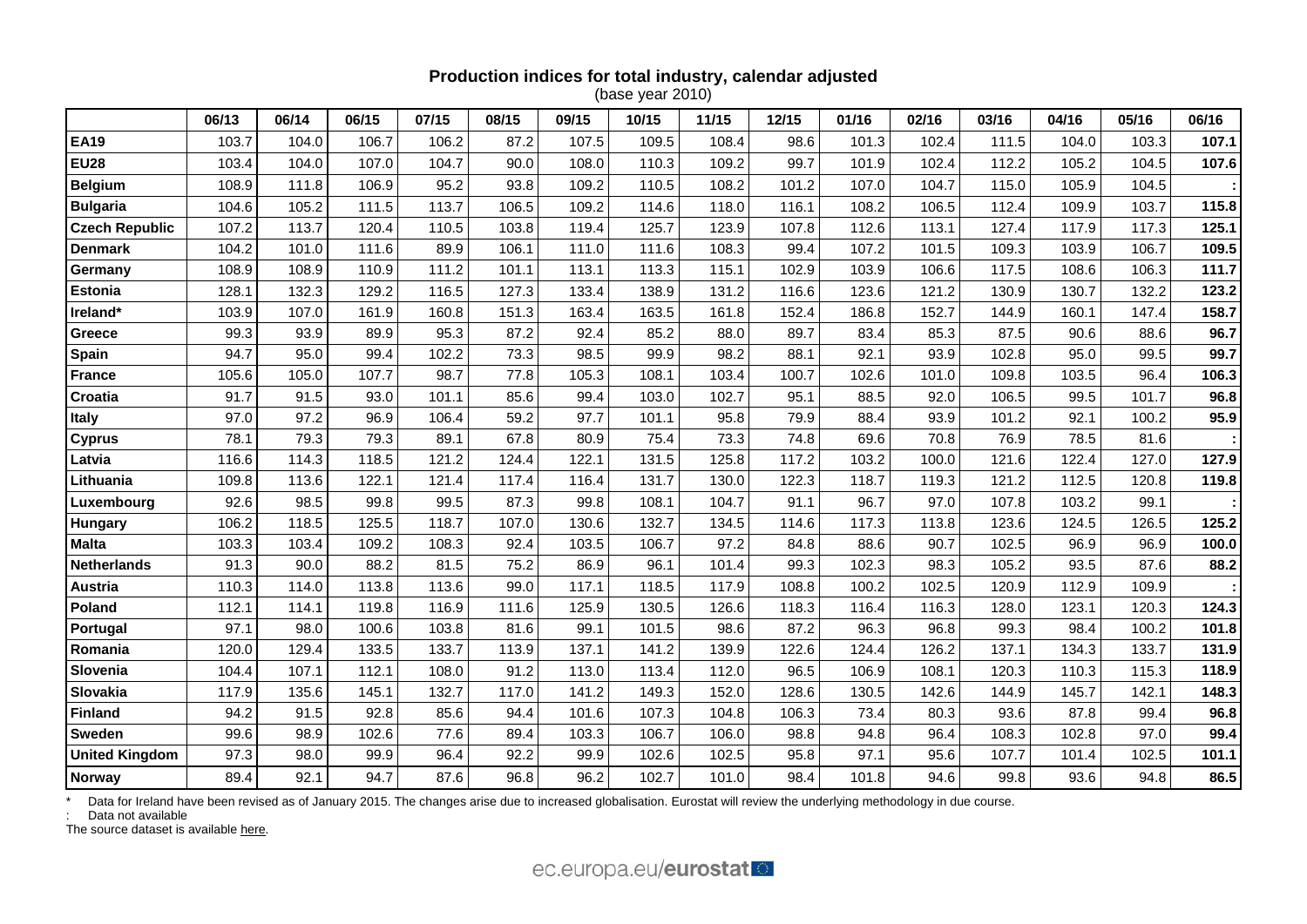**Production indices for total industry, calendar adjusted**
(base year 2010)

| | 06/13 | 06/14 | 06/15 | 07/15 | 08/15 | 09/15 | 10/15 | 11/15 | 12/15 | 01/16 | 02/16 | 03/16 | 04/16 | 05/16 | 06/16 |
|---|---|---|---|---|---|---|---|---|---|---|---|---|---|---|---|
| **EA19** | 103.7 | 104.0 | 106.7 | 106.2 | 87.2 | 107.5 | 109.5 | 108.4 | 98.6 | 101.3 | 102.4 | 111.5 | 104.0 | 103.3 | **107.1** |
| **EU28** | 103.4 | 104.0 | 107.0 | 104.7 | 90.0 | 108.0 | 110.3 | 109.2 | 99.7 | 101.9 | 102.4 | 112.2 | 105.2 | 104.5 | **107.6** |
| **Belgium** | 108.9 | 111.8 | 106.9 | 95.2 | 93.8 | 109.2 | 110.5 | 108.2 | 101.2 | 107.0 | 104.7 | 115.0 | 105.9 | 104.5 | **:** |
| **Bulgaria** | 104.6 | 105.2 | 111.5 | 113.7 | 106.5 | 109.2 | 114.6 | 118.0 | 116.1 | 108.2 | 106.5 | 112.4 | 109.9 | 103.7 | **115.8** |
| **Czech Republic** | 107.2 | 113.7 | 120.4 | 110.5 | 103.8 | 119.4 | 125.7 | 123.9 | 107.8 | 112.6 | 113.1 | 127.4 | 117.9 | 117.3 | **125.1** |
| **Denmark** | 104.2 | 101.0 | 111.6 | 89.9 | 106.1 | 111.0 | 111.6 | 108.3 | 99.4 | 107.2 | 101.5 | 109.3 | 103.9 | 106.7 | **109.5** |
| **Germany** | 108.9 | 108.9 | 110.9 | 111.2 | 101.1 | 113.1 | 113.3 | 115.1 | 102.9 | 103.9 | 106.6 | 117.5 | 108.6 | 106.3 | **111.7** |
| **Estonia** | 128.1 | 132.3 | 129.2 | 116.5 | 127.3 | 133.4 | 138.9 | 131.2 | 116.6 | 123.6 | 121.2 | 130.9 | 130.7 | 132.2 | **123.2** |
| **Ireland*** | 103.9 | 107.0 | 161.9 | 160.8 | 151.3 | 163.4 | 163.5 | 161.8 | 152.4 | 186.8 | 152.7 | 144.9 | 160.1 | 147.4 | **158.7** |
| **Greece** | 99.3 | 93.9 | 89.9 | 95.3 | 87.2 | 92.4 | 85.2 | 88.0 | 89.7 | 83.4 | 85.3 | 87.5 | 90.6 | 88.6 | **96.7** |
| **Spain** | 94.7 | 95.0 | 99.4 | 102.2 | 73.3 | 98.5 | 99.9 | 98.2 | 88.1 | 92.1 | 93.9 | 102.8 | 95.0 | 99.5 | **99.7** |
| **France** | 105.6 | 105.0 | 107.7 | 98.7 | 77.8 | 105.3 | 108.1 | 103.4 | 100.7 | 102.6 | 101.0 | 109.8 | 103.5 | 96.4 | **106.3** |
| **Croatia** | 91.7 | 91.5 | 93.0 | 101.1 | 85.6 | 99.4 | 103.0 | 102.7 | 95.1 | 88.5 | 92.0 | 106.5 | 99.5 | 101.7 | **96.8** |
| **Italy** | 97.0 | 97.2 | 96.9 | 106.4 | 59.2 | 97.7 | 101.1 | 95.8 | 79.9 | 88.4 | 93.9 | 101.2 | 92.1 | 100.2 | **95.9** |
| **Cyprus** | 78.1 | 79.3 | 79.3 | 89.1 | 67.8 | 80.9 | 75.4 | 73.3 | 74.8 | 69.6 | 70.8 | 76.9 | 78.5 | 81.6 | **:** |
| **Latvia** | 116.6 | 114.3 | 118.5 | 121.2 | 124.4 | 122.1 | 131.5 | 125.8 | 117.2 | 103.2 | 100.0 | 121.6 | 122.4 | 127.0 | **127.9** |
| **Lithuania** | 109.8 | 113.6 | 122.1 | 121.4 | 117.4 | 116.4 | 131.7 | 130.0 | 122.3 | 118.7 | 119.3 | 121.2 | 112.5 | 120.8 | **119.8** |
| **Luxembourg** | 92.6 | 98.5 | 99.8 | 99.5 | 87.3 | 99.8 | 108.1 | 104.7 | 91.1 | 96.7 | 97.0 | 107.8 | 103.2 | 99.1 | **:** |
| **Hungary** | 106.2 | 118.5 | 125.5 | 118.7 | 107.0 | 130.6 | 132.7 | 134.5 | 114.6 | 117.3 | 113.8 | 123.6 | 124.5 | 126.5 | **125.2** |
| **Malta** | 103.3 | 103.4 | 109.2 | 108.3 | 92.4 | 103.5 | 106.7 | 97.2 | 84.8 | 88.6 | 90.7 | 102.5 | 96.9 | 96.9 | **100.0** |
| **Netherlands** | 91.3 | 90.0 | 88.2 | 81.5 | 75.2 | 86.9 | 96.1 | 101.4 | 99.3 | 102.3 | 98.3 | 105.2 | 93.5 | 87.6 | **88.2** |
| **Austria** | 110.3 | 114.0 | 113.8 | 113.6 | 99.0 | 117.1 | 118.5 | 117.9 | 108.8 | 100.2 | 102.5 | 120.9 | 112.9 | 109.9 | **:** |
| **Poland** | 112.1 | 114.1 | 119.8 | 116.9 | 111.6 | 125.9 | 130.5 | 126.6 | 118.3 | 116.4 | 116.3 | 128.0 | 123.1 | 120.3 | **124.3** |
| **Portugal** | 97.1 | 98.0 | 100.6 | 103.8 | 81.6 | 99.1 | 101.5 | 98.6 | 87.2 | 96.3 | 96.8 | 99.3 | 98.4 | 100.2 | **101.8** |
| **Romania** | 120.0 | 129.4 | 133.5 | 133.7 | 113.9 | 137.1 | 141.2 | 139.9 | 122.6 | 124.4 | 126.2 | 137.1 | 134.3 | 133.7 | **131.9** |
| **Slovenia** | 104.4 | 107.1 | 112.1 | 108.0 | 91.2 | 113.0 | 113.4 | 112.0 | 96.5 | 106.9 | 108.1 | 120.3 | 110.3 | 115.3 | **118.9** |
| **Slovakia** | 117.9 | 135.6 | 145.1 | 132.7 | 117.0 | 141.2 | 149.3 | 152.0 | 128.6 | 130.5 | 142.6 | 144.9 | 145.7 | 142.1 | **148.3** |
| **Finland** | 94.2 | 91.5 | 92.8 | 85.6 | 94.4 | 101.6 | 107.3 | 104.8 | 106.3 | 73.4 | 80.3 | 93.6 | 87.8 | 99.4 | **96.8** |
| **Sweden** | 99.6 | 98.9 | 102.6 | 77.6 | 89.4 | 103.3 | 106.7 | 106.0 | 98.8 | 94.8 | 96.4 | 108.3 | 102.8 | 97.0 | **99.4** |
| **United Kingdom** | 97.3 | 98.0 | 99.9 | 96.4 | 92.2 | 99.9 | 102.6 | 102.5 | 95.8 | 97.1 | 95.6 | 107.7 | 101.4 | 102.5 | **101.1** |
| **Norway** | 89.4 | 92.1 | 94.7 | 87.6 | 96.8 | 96.2 | 102.7 | 101.0 | 98.4 | 101.8 | 94.6 | 99.8 | 93.6 | 94.8 | **86.5** |

* Data for Ireland have been revised as of January 2015. The changes arise due to increased globalisation. Eurostat will review the underlying methodology in due course.

: Data not available

The source dataset is available here.